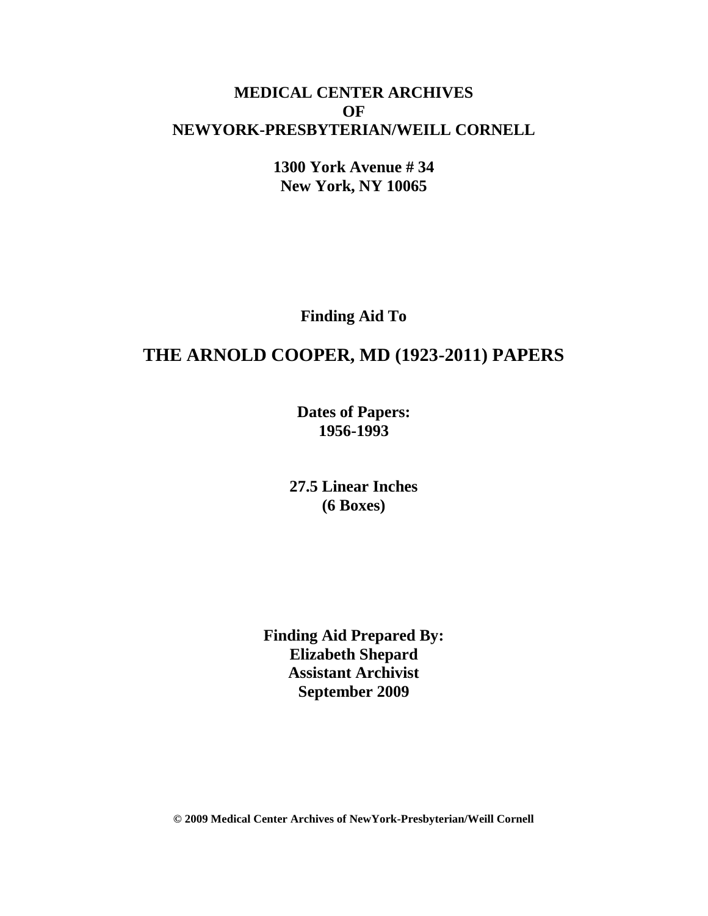**MEDICAL CENTER ARCHIVES**
**OF**
**NEWYORK-PRESBYTERIAN/WEILL CORNELL**

**1300 York Avenue # 34**
**New York, NY 10065**

**Finding Aid To**

# THE ARNOLD COOPER, MD (1923-2011) PAPERS

**Dates of Papers:**
**1956-1993**

**27.5 Linear Inches**
**(6 Boxes)**

**Finding Aid Prepared By:**
**Elizabeth Shepard**
**Assistant Archivist**
**September 2009**

**© 2009 Medical Center Archives of NewYork-Presbyterian/Weill Cornell**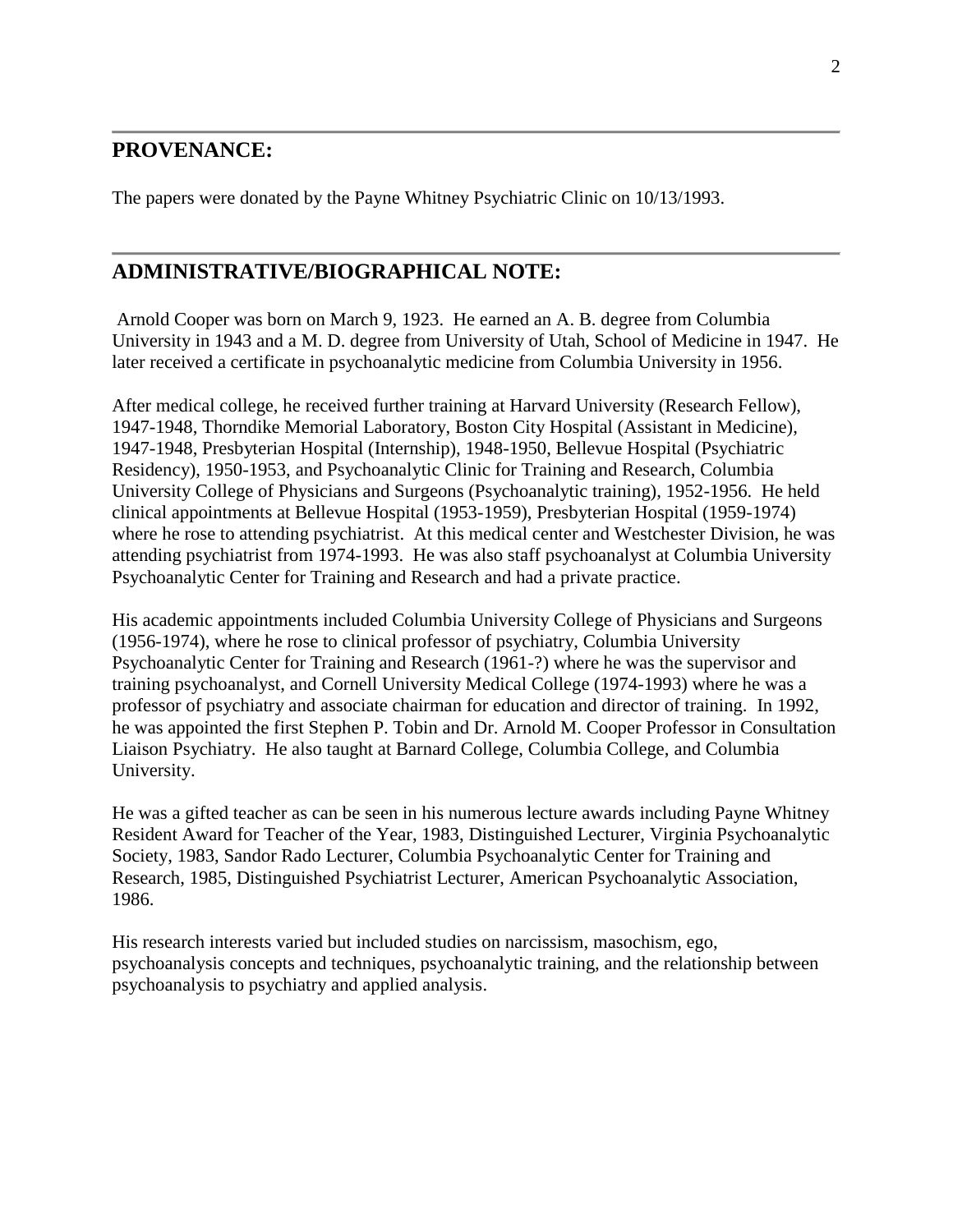## PROVENANCE:

The papers were donated by the Payne Whitney Psychiatric Clinic on 10/13/1993.

## ADMINISTRATIVE/BIOGRAPHICAL NOTE:

Arnold Cooper was born on March 9, 1923. He earned an A. B. degree from Columbia University in 1943 and a M. D. degree from University of Utah, School of Medicine in 1947. He later received a certificate in psychoanalytic medicine from Columbia University in 1956.

After medical college, he received further training at Harvard University (Research Fellow), 1947-1948, Thorndike Memorial Laboratory, Boston City Hospital (Assistant in Medicine), 1947-1948, Presbyterian Hospital (Internship), 1948-1950, Bellevue Hospital (Psychiatric Residency), 1950-1953, and Psychoanalytic Clinic for Training and Research, Columbia University College of Physicians and Surgeons (Psychoanalytic training), 1952-1956. He held clinical appointments at Bellevue Hospital (1953-1959), Presbyterian Hospital (1959-1974) where he rose to attending psychiatrist. At this medical center and Westchester Division, he was attending psychiatrist from 1974-1993. He was also staff psychoanalyst at Columbia University Psychoanalytic Center for Training and Research and had a private practice.

His academic appointments included Columbia University College of Physicians and Surgeons (1956-1974), where he rose to clinical professor of psychiatry, Columbia University Psychoanalytic Center for Training and Research (1961-?) where he was the supervisor and training psychoanalyst, and Cornell University Medical College (1974-1993) where he was a professor of psychiatry and associate chairman for education and director of training. In 1992, he was appointed the first Stephen P. Tobin and Dr. Arnold M. Cooper Professor in Consultation Liaison Psychiatry. He also taught at Barnard College, Columbia College, and Columbia University.

He was a gifted teacher as can be seen in his numerous lecture awards including Payne Whitney Resident Award for Teacher of the Year, 1983, Distinguished Lecturer, Virginia Psychoanalytic Society, 1983, Sandor Rado Lecturer, Columbia Psychoanalytic Center for Training and Research, 1985, Distinguished Psychiatrist Lecturer, American Psychoanalytic Association, 1986.

His research interests varied but included studies on narcissism, masochism, ego, psychoanalysis concepts and techniques, psychoanalytic training, and the relationship between psychoanalysis to psychiatry and applied analysis.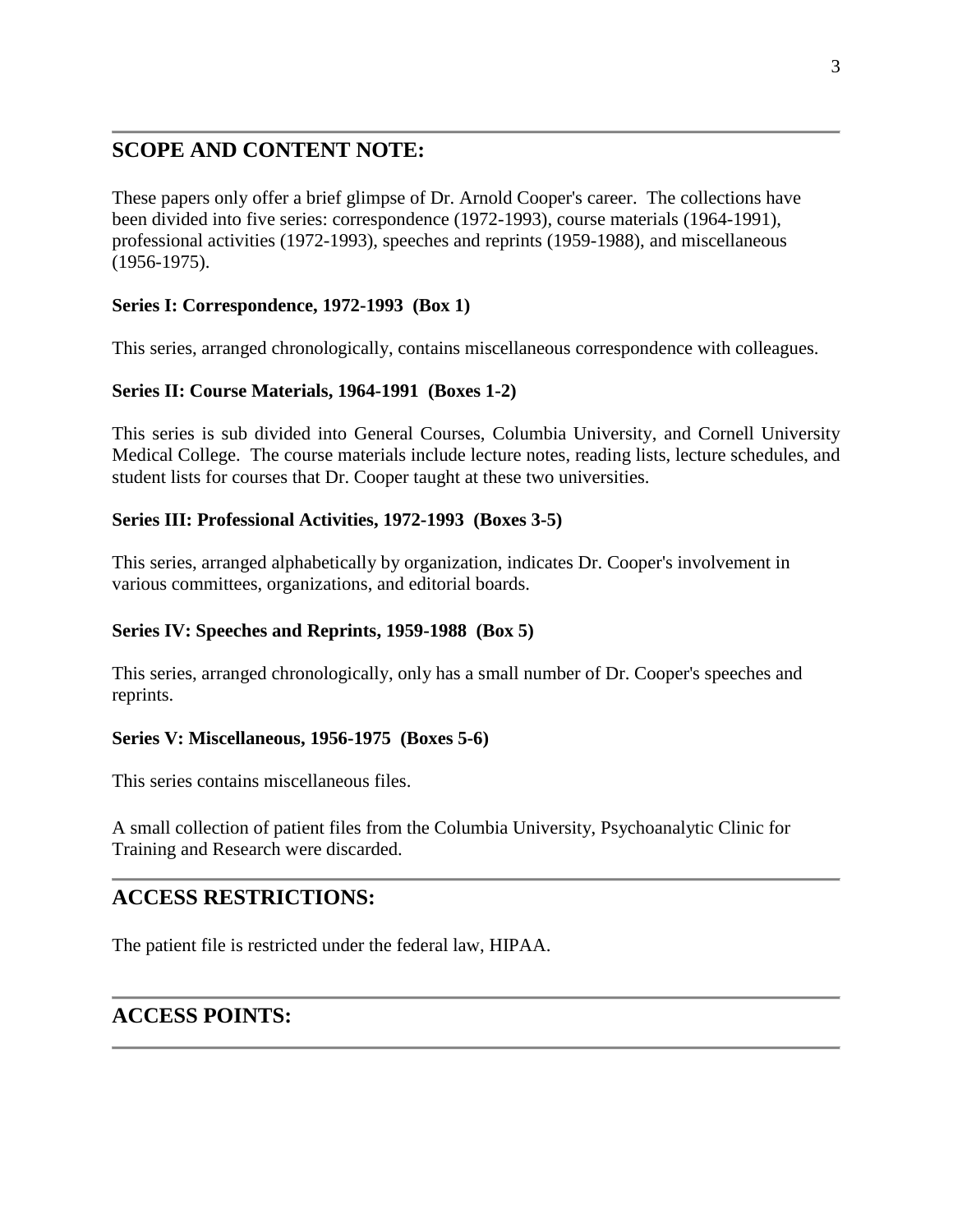## SCOPE AND CONTENT NOTE:

These papers only offer a brief glimpse of Dr. Arnold Cooper's career. The collections have been divided into five series: correspondence (1972-1993), course materials (1964-1991), professional activities (1972-1993), speeches and reprints (1959-1988), and miscellaneous (1956-1975).

**Series I: Correspondence, 1972-1993 (Box 1)**

This series, arranged chronologically, contains miscellaneous correspondence with colleagues.

**Series II: Course Materials, 1964-1991 (Boxes 1-2)**

This series is sub divided into General Courses, Columbia University, and Cornell University Medical College. The course materials include lecture notes, reading lists, lecture schedules, and student lists for courses that Dr. Cooper taught at these two universities.

**Series III: Professional Activities, 1972-1993 (Boxes 3-5)**

This series, arranged alphabetically by organization, indicates Dr. Cooper's involvement in various committees, organizations, and editorial boards.

**Series IV: Speeches and Reprints, 1959-1988 (Box 5)**

This series, arranged chronologically, only has a small number of Dr. Cooper's speeches and reprints.

**Series V: Miscellaneous, 1956-1975 (Boxes 5-6)**

This series contains miscellaneous files.

A small collection of patient files from the Columbia University, Psychoanalytic Clinic for Training and Research were discarded.

## ACCESS RESTRICTIONS:

The patient file is restricted under the federal law, HIPAA.

## ACCESS POINTS: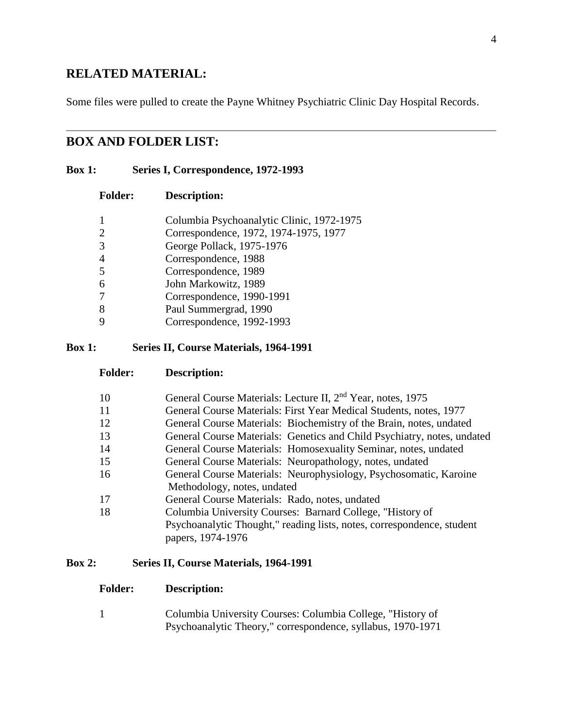## RELATED MATERIAL:

Some files were pulled to create the Payne Whitney Psychiatric Clinic Day Hospital Records.

---

## BOX AND FOLDER LIST:

**Box 1: Series I, Correspondence, 1972-1993**

| Folder: | Description: |
|---|---|
| 1 | Columbia Psychoanalytic Clinic, 1972-1975 |
| 2 | Correspondence, 1972, 1974-1975, 1977 |
| 3 | George Pollack, 1975-1976 |
| 4 | Correspondence, 1988 |
| 5 | Correspondence, 1989 |
| 6 | John Markowitz, 1989 |
| 7 | Correspondence, 1990-1991 |
| 8 | Paul Summergrad, 1990 |
| 9 | Correspondence, 1992-1993 |

**Box 1: Series II, Course Materials, 1964-1991**

| Folder: | Description: |
|---|---|
| 10 | General Course Materials: Lecture II, 2nd Year, notes, 1975 |
| 11 | General Course Materials: First Year Medical Students, notes, 1977 |
| 12 | General Course Materials: Biochemistry of the Brain, notes, undated |
| 13 | General Course Materials: Genetics and Child Psychiatry, notes, undated |
| 14 | General Course Materials: Homosexuality Seminar, notes, undated |
| 15 | General Course Materials: Neuropathology, notes, undated |
| 16 | General Course Materials: Neurophysiology, Psychosomatic, Karoine Methodology, notes, undated |
| 17 | General Course Materials: Rado, notes, undated |
| 18 | Columbia University Courses: Barnard College, "History of Psychoanalytic Thought," reading lists, notes, correspondence, student papers, 1974-1976 |

**Box 2: Series II, Course Materials, 1964-1991**

| Folder: | Description: |
|---|---|
| 1 | Columbia University Courses: Columbia College, "History of Psychoanalytic Theory," correspondence, syllabus, 1970-1971 |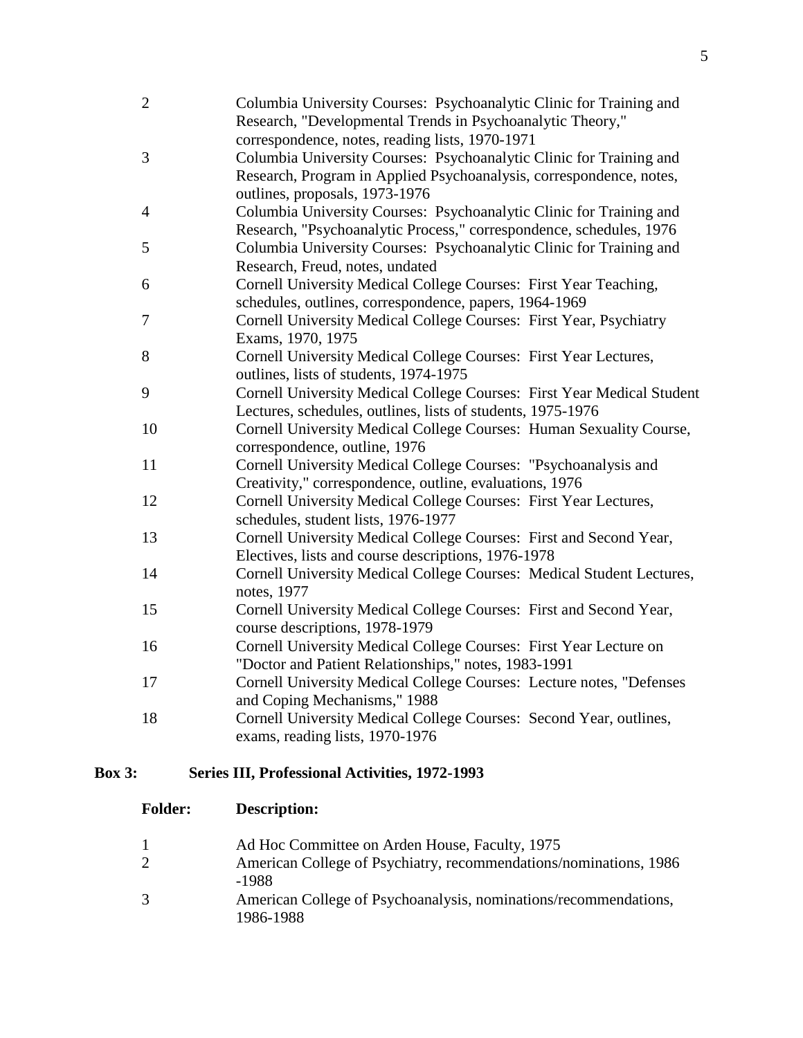| | |
|---|---|
| 2 | Columbia University Courses: Psychoanalytic Clinic for Training and Research, "Developmental Trends in Psychoanalytic Theory," correspondence, notes, reading lists, 1970-1971 |
| 3 | Columbia University Courses: Psychoanalytic Clinic for Training and Research, Program in Applied Psychoanalysis, correspondence, notes, outlines, proposals, 1973-1976 |
| 4 | Columbia University Courses: Psychoanalytic Clinic for Training and Research, "Psychoanalytic Process," correspondence, schedules, 1976 |
| 5 | Columbia University Courses: Psychoanalytic Clinic for Training and Research, Freud, notes, undated |
| 6 | Cornell University Medical College Courses: First Year Teaching, schedules, outlines, correspondence, papers, 1964-1969 |
| 7 | Cornell University Medical College Courses: First Year, Psychiatry Exams, 1970, 1975 |
| 8 | Cornell University Medical College Courses: First Year Lectures, outlines, lists of students, 1974-1975 |
| 9 | Cornell University Medical College Courses: First Year Medical Student Lectures, schedules, outlines, lists of students, 1975-1976 |
| 10 | Cornell University Medical College Courses: Human Sexuality Course, correspondence, outline, 1976 |
| 11 | Cornell University Medical College Courses: "Psychoanalysis and Creativity," correspondence, outline, evaluations, 1976 |
| 12 | Cornell University Medical College Courses: First Year Lectures, schedules, student lists, 1976-1977 |
| 13 | Cornell University Medical College Courses: First and Second Year, Electives, lists and course descriptions, 1976-1978 |
| 14 | Cornell University Medical College Courses: Medical Student Lectures, notes, 1977 |
| 15 | Cornell University Medical College Courses: First and Second Year, course descriptions, 1978-1979 |
| 16 | Cornell University Medical College Courses: First Year Lecture on "Doctor and Patient Relationships," notes, 1983-1991 |
| 17 | Cornell University Medical College Courses: Lecture notes, "Defenses and Coping Mechanisms," 1988 |
| 18 | Cornell University Medical College Courses: Second Year, outlines, exams, reading lists, 1970-1976 |

**Box 3: Series III, Professional Activities, 1972-1993**

| **Folder:** | **Description:** |
|---|---|
| 1 | Ad Hoc Committee on Arden House, Faculty, 1975 |
| 2 | American College of Psychiatry, recommendations/nominations, 1986 -1988 |
| 3 | American College of Psychoanalysis, nominations/recommendations, 1986-1988 |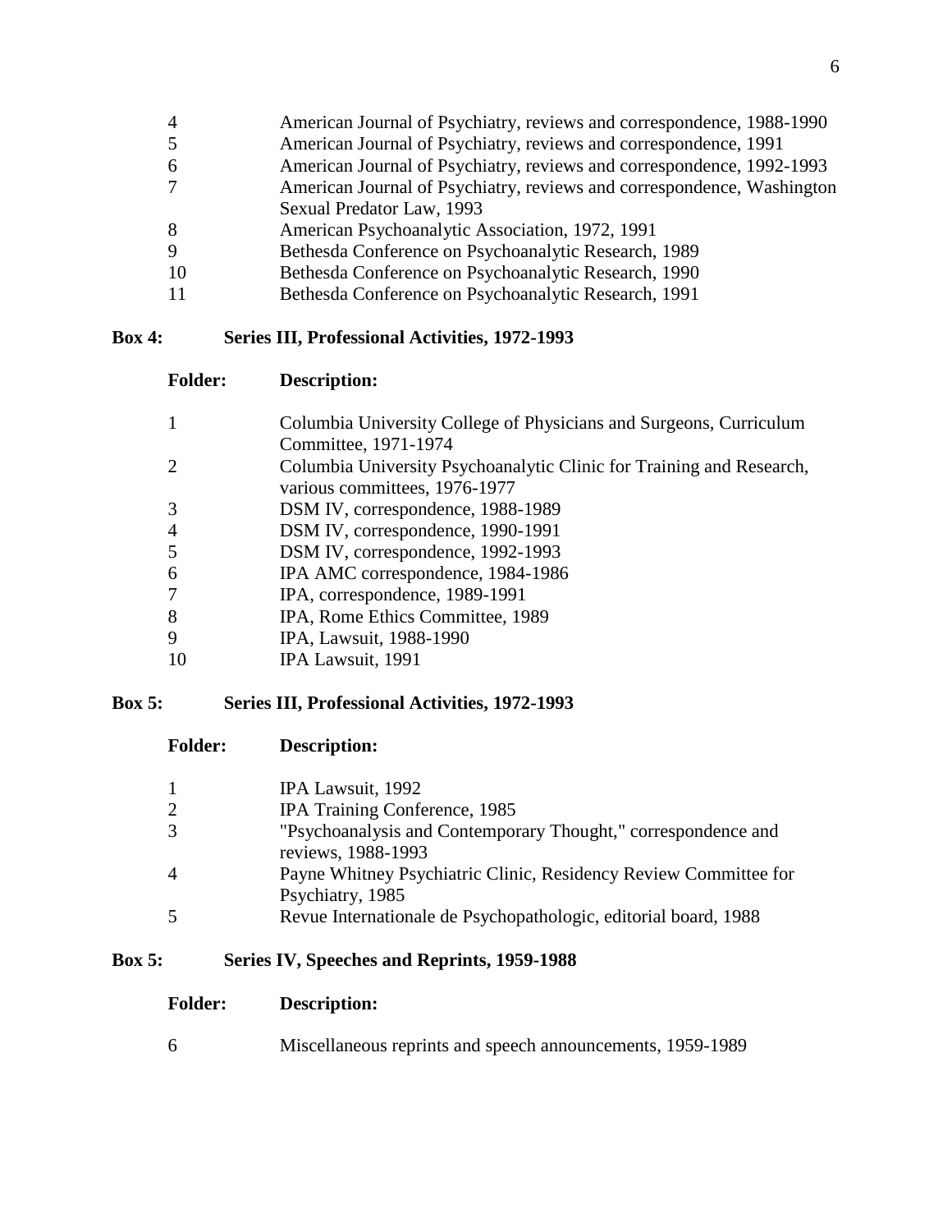| Folder | Description |
|---|---|
| 4 | American Journal of Psychiatry, reviews and correspondence, 1988-1990 |
| 5 | American Journal of Psychiatry, reviews and correspondence, 1991 |
| 6 | American Journal of Psychiatry, reviews and correspondence, 1992-1993 |
| 7 | American Journal of Psychiatry, reviews and correspondence, Washington Sexual Predator Law, 1993 |
| 8 | American Psychoanalytic Association, 1972, 1991 |
| 9 | Bethesda Conference on Psychoanalytic Research, 1989 |
| 10 | Bethesda Conference on Psychoanalytic Research, 1990 |
| 11 | Bethesda Conference on Psychoanalytic Research, 1991 |

**Box 4: Series III, Professional Activities, 1972-1993**

| Folder: | Description: |
|---|---|
| 1 | Columbia University College of Physicians and Surgeons, Curriculum Committee, 1971-1974 |
| 2 | Columbia University Psychoanalytic Clinic for Training and Research, various committees, 1976-1977 |
| 3 | DSM IV, correspondence, 1988-1989 |
| 4 | DSM IV, correspondence, 1990-1991 |
| 5 | DSM IV, correspondence, 1992-1993 |
| 6 | IPA AMC correspondence, 1984-1986 |
| 7 | IPA, correspondence, 1989-1991 |
| 8 | IPA, Rome Ethics Committee, 1989 |
| 9 | IPA, Lawsuit, 1988-1990 |
| 10 | IPA Lawsuit, 1991 |

**Box 5: Series III, Professional Activities, 1972-1993**

| Folder: | Description: |
|---|---|
| 1 | IPA Lawsuit, 1992 |
| 2 | IPA Training Conference, 1985 |
| 3 | "Psychoanalysis and Contemporary Thought," correspondence and reviews, 1988-1993 |
| 4 | Payne Whitney Psychiatric Clinic, Residency Review Committee for Psychiatry, 1985 |
| 5 | Revue Internationale de Psychopathologic, editorial board, 1988 |

**Box 5: Series IV, Speeches and Reprints, 1959-1988**

| Folder: | Description: |
|---|---|
| 6 | Miscellaneous reprints and speech announcements, 1959-1989 |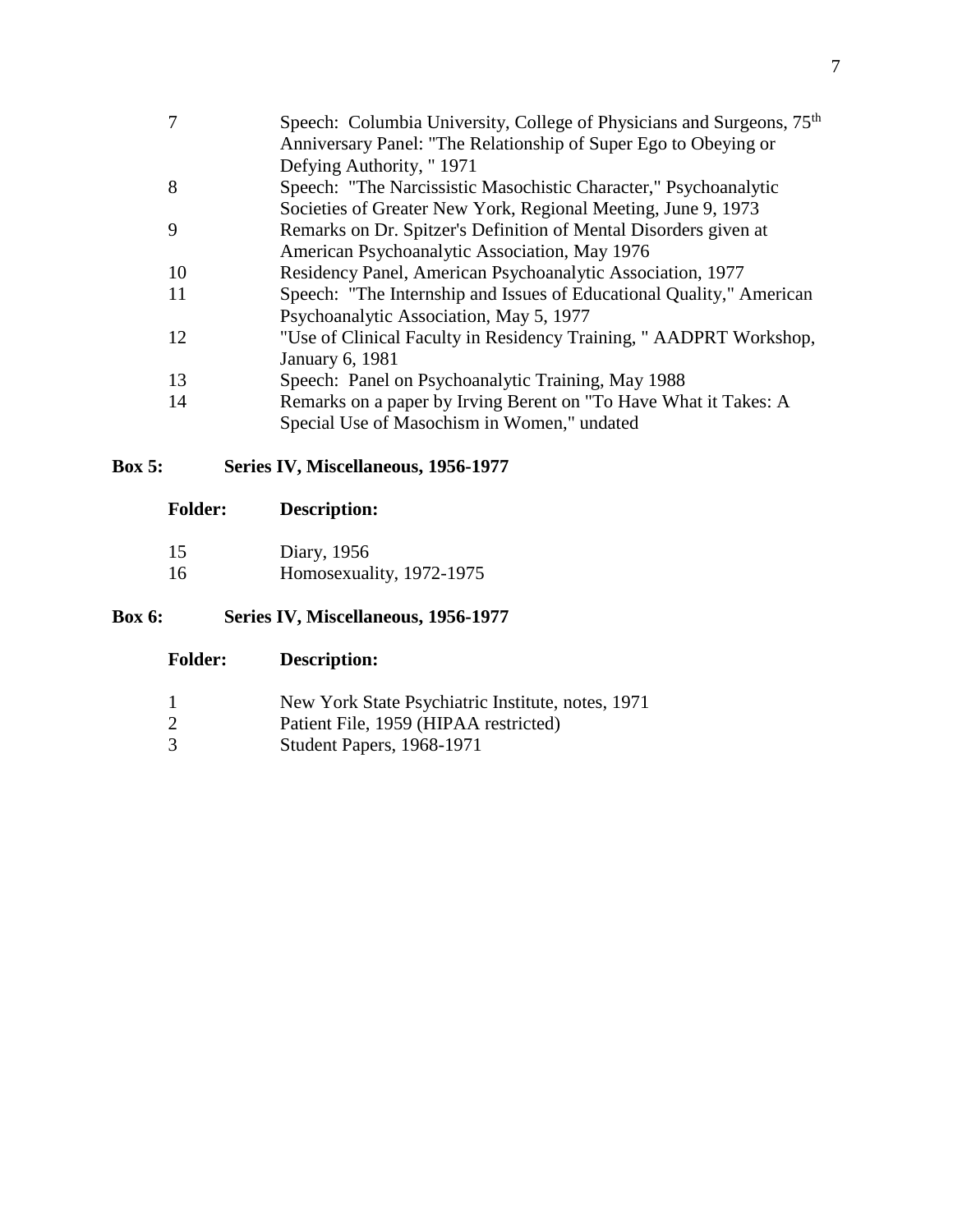| | |
|---|---|
| 7 | Speech: Columbia University, College of Physicians and Surgeons, 75th Anniversary Panel: "The Relationship of Super Ego to Obeying or Defying Authority, " 1971 |
| 8 | Speech: "The Narcissistic Masochistic Character," Psychoanalytic Societies of Greater New York, Regional Meeting, June 9, 1973 |
| 9 | Remarks on Dr. Spitzer's Definition of Mental Disorders given at American Psychoanalytic Association, May 1976 |
| 10 | Residency Panel, American Psychoanalytic Association, 1977 |
| 11 | Speech: "The Internship and Issues of Educational Quality," American Psychoanalytic Association, May 5, 1977 |
| 12 | "Use of Clinical Faculty in Residency Training, " AADPRT Workshop, January 6, 1981 |
| 13 | Speech: Panel on Psychoanalytic Training, May 1988 |
| 14 | Remarks on a paper by Irving Berent on "To Have What it Takes: A Special Use of Masochism in Women," undated |

**Box 5: Series IV, Miscellaneous, 1956-1977**

| **Folder:** | **Description:** |
|---|---|
| 15 | Diary, 1956 |
| 16 | Homosexuality, 1972-1975 |

**Box 6: Series IV, Miscellaneous, 1956-1977**

| **Folder:** | **Description:** |
|---|---|
| 1 | New York State Psychiatric Institute, notes, 1971 |
| 2 | Patient File, 1959 (HIPAA restricted) |
| 3 | Student Papers, 1968-1971 |